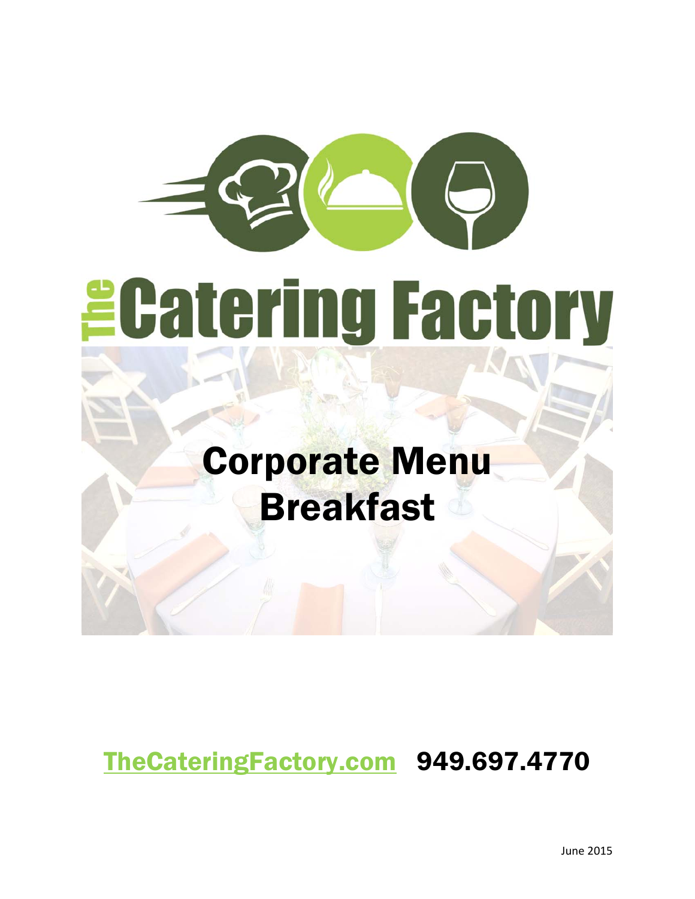# The Catering Factory

## Corporate Menu
## Breakfast

[TheCateringFactory.com](http://TheCateringFactory.com) **949.697.4770**

June 2015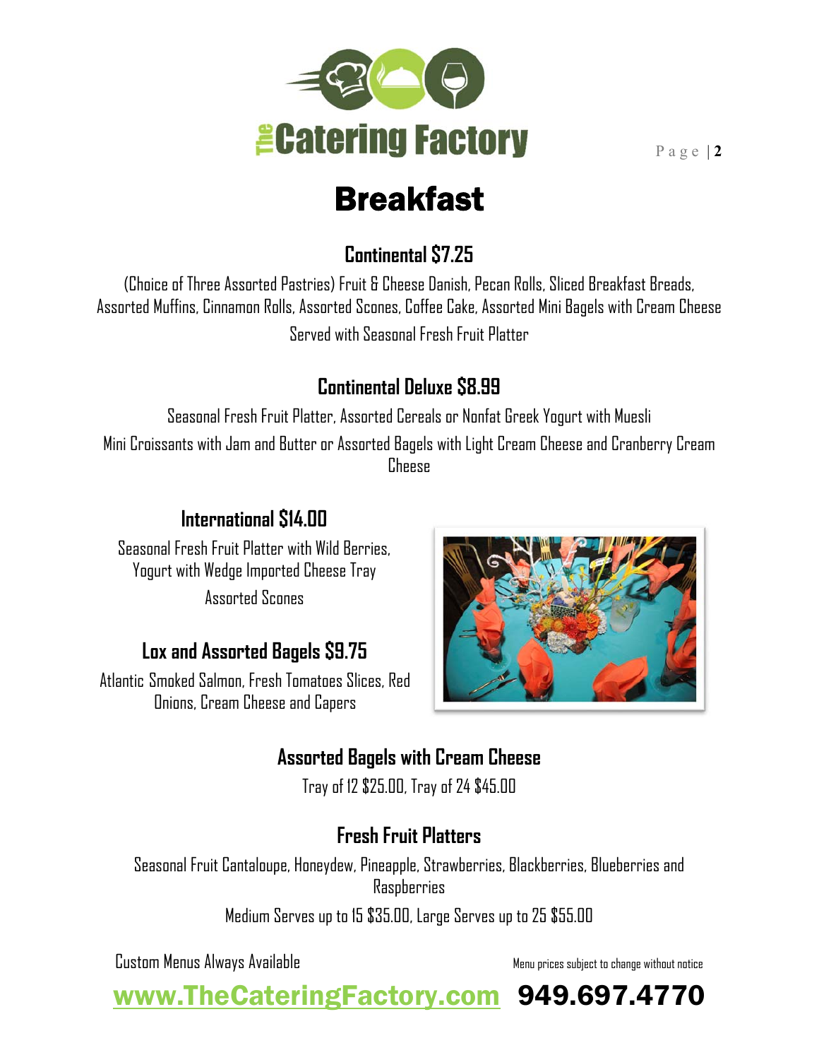# Breakfast

## Continental $7.25

(Choice of Three Assorted Pastries) Fruit & Cheese Danish, Pecan Rolls, Sliced Breakfast Breads, Assorted Muffins, Cinnamon Rolls, Assorted Scones, Coffee Cake, Assorted Mini Bagels with Cream Cheese

Served with Seasonal Fresh Fruit Platter

## Continental Deluxe $8.99

Seasonal Fresh Fruit Platter, Assorted Cereals or Nonfat Greek Yogurt with Muesli

Mini Croissants with Jam and Butter or Assorted Bagels with Light Cream Cheese and Cranberry Cream Cheese

## International $14.00

Seasonal Fresh Fruit Platter with Wild Berries, Yogurt with Wedge Imported Cheese Tray

Assorted Scones

## Lox and Assorted Bagels $9.75

Atlantic Smoked Salmon, Fresh Tomatoes Slices, Red Onions, Cream Cheese and Capers

## Assorted Bagels with Cream Cheese

Tray of 12 $25.00, Tray of 24 $45.00

## Fresh Fruit Platters

Seasonal Fruit Cantaloupe, Honeydew, Pineapple, Strawberries, Blackberries, Blueberries and Raspberries

Medium Serves up to 15 $35.00, Large Serves up to 25 $55.00

Custom Menus Always Available

Menu prices subject to change without notice

www.TheCateringFactory.com 949.697.4770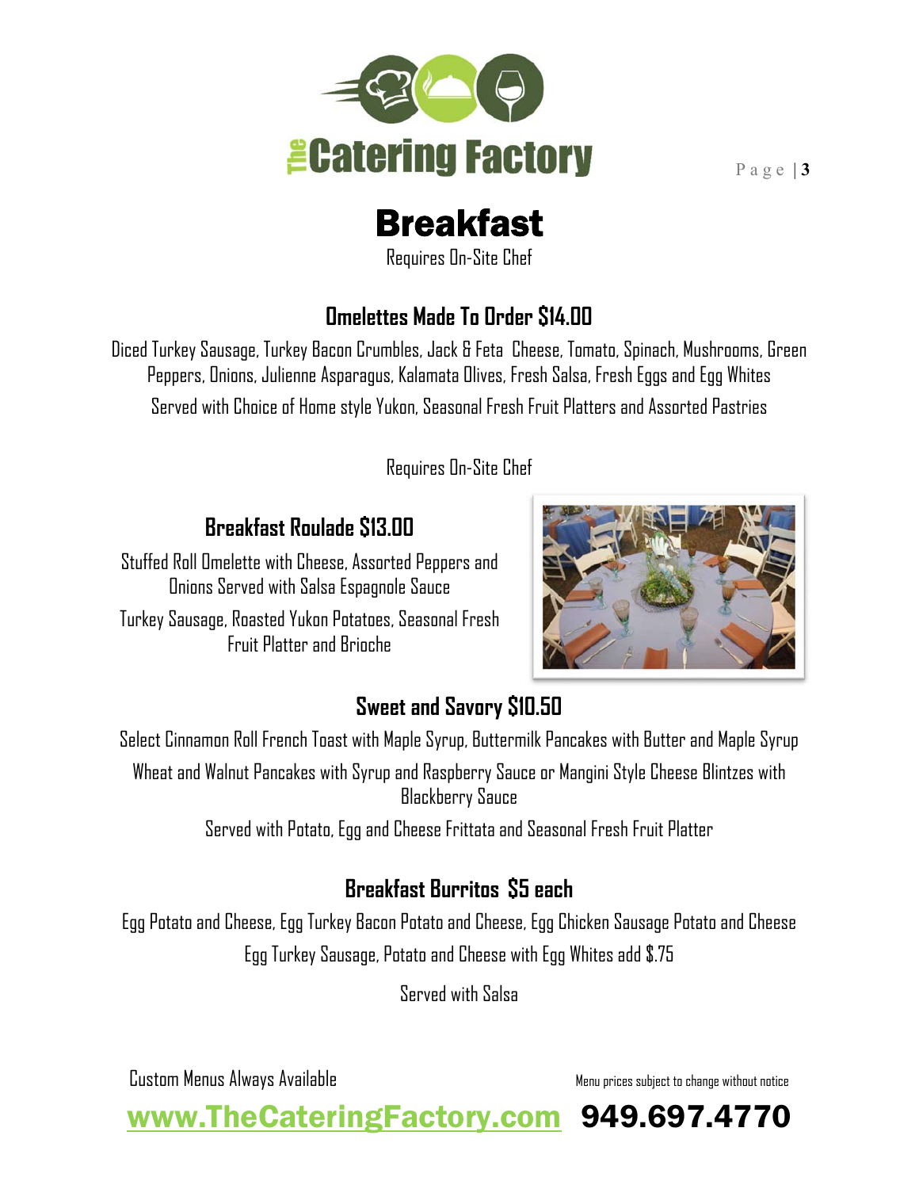# Breakfast

Requires On-Site Chef

## Omelettes Made To Order $14.00

Diced Turkey Sausage, Turkey Bacon Crumbles, Jack & Feta Cheese, Tomato, Spinach, Mushrooms, Green Peppers, Onions, Julienne Asparagus, Kalamata Olives, Fresh Salsa, Fresh Eggs and Egg Whites

Served with Choice of Home style Yukon, Seasonal Fresh Fruit Platters and Assorted Pastries

Requires On-Site Chef

## Breakfast Roulade $13.00

Stuffed Roll Omelette with Cheese, Assorted Peppers and Onions Served with Salsa Espagnole Sauce

Turkey Sausage, Roasted Yukon Potatoes, Seasonal Fresh Fruit Platter and Brioche

## Sweet and Savory $10.50

Select Cinnamon Roll French Toast with Maple Syrup, Buttermilk Pancakes with Butter and Maple Syrup

Wheat and Walnut Pancakes with Syrup and Raspberry Sauce or Mangini Style Cheese Blintzes with Blackberry Sauce

Served with Potato, Egg and Cheese Frittata and Seasonal Fresh Fruit Platter

## Breakfast Burritos $5 each

Egg Potato and Cheese, Egg Turkey Bacon Potato and Cheese, Egg Chicken Sausage Potato and Cheese

Egg Turkey Sausage, Potato and Cheese with Egg Whites add $.75

Served with Salsa

Custom Menus Always Available

Menu prices subject to change without notice

www.TheCateringFactory.com 949.697.4770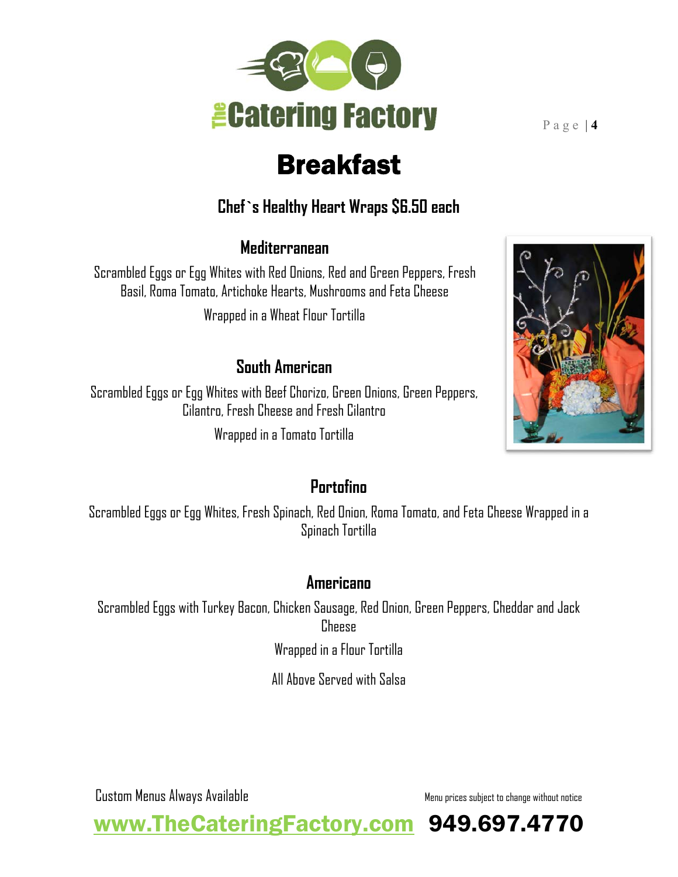# Breakfast

## Chef`s Healthy Heart Wraps $6.50 each

### Mediterranean

Scrambled Eggs or Egg Whites with Red Onions, Red and Green Peppers, Fresh Basil, Roma Tomato, Artichoke Hearts, Mushrooms and Feta Cheese

Wrapped in a Wheat Flour Tortilla

### South American

Scrambled Eggs or Egg Whites with Beef Chorizo, Green Onions, Green Peppers, Cilantro, Fresh Cheese and Fresh Cilantro

Wrapped in a Tomato Tortilla

### Portofino

Scrambled Eggs or Egg Whites, Fresh Spinach, Red Onion, Roma Tomato, and Feta Cheese Wrapped in a Spinach Tortilla

### Americano

Scrambled Eggs with Turkey Bacon, Chicken Sausage, Red Onion, Green Peppers, Cheddar and Jack Cheese

Wrapped in a Flour Tortilla

All Above Served with Salsa

Custom Menus Always Available

Menu prices subject to change without notice

www.TheCateringFactory.com 949.697.4770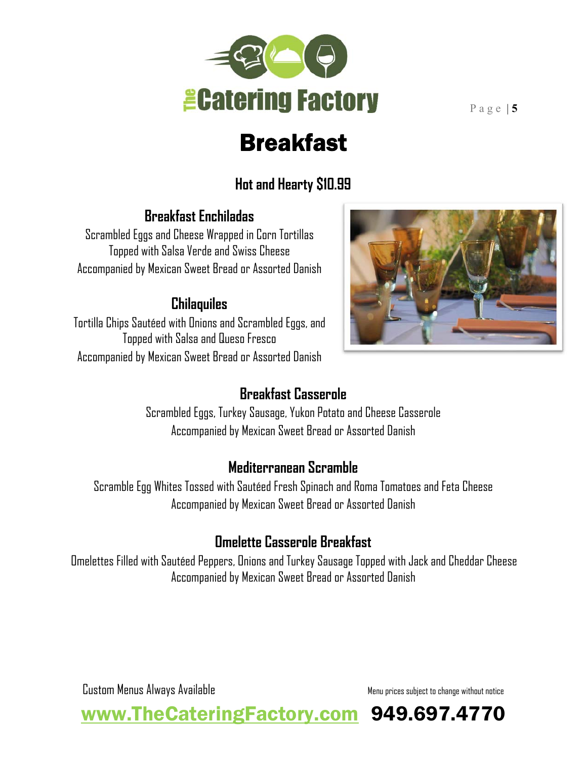# Breakfast

## Hot and Hearty $10.99

### Breakfast Enchiladas

Scrambled Eggs and Cheese Wrapped in Corn Tortillas
Topped with Salsa Verde and Swiss Cheese
Accompanied by Mexican Sweet Bread or Assorted Danish

### Chilaquiles

Tortilla Chips Sautéed with Onions and Scrambled Eggs, and
Topped with Salsa and Queso Fresco
Accompanied by Mexican Sweet Bread or Assorted Danish

### Breakfast Casserole

Scrambled Eggs, Turkey Sausage, Yukon Potato and Cheese Casserole
Accompanied by Mexican Sweet Bread or Assorted Danish

### Mediterranean Scramble

Scramble Egg Whites Tossed with Sautéed Fresh Spinach and Roma Tomatoes and Feta Cheese
Accompanied by Mexican Sweet Bread or Assorted Danish

### Omelette Casserole Breakfast

Omelettes Filled with Sautéed Peppers, Onions and Turkey Sausage Topped with Jack and Cheddar Cheese
Accompanied by Mexican Sweet Bread or Assorted Danish

Custom Menus Always Available

Menu prices subject to change without notice

www.TheCateringFactory.com 949.697.4770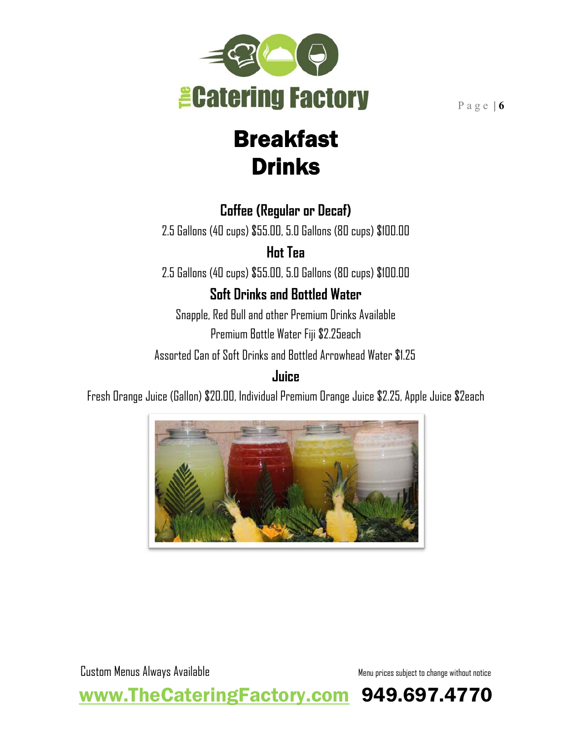# Breakfast Drinks

### Coffee (Regular or Decaf)

2.5 Gallons (40 cups) $55.00, 5.0 Gallons (80 cups) $100.00

### Hot Tea

2.5 Gallons (40 cups) $55.00, 5.0 Gallons (80 cups) $100.00

### Soft Drinks and Bottled Water

Snapple, Red Bull and other Premium Drinks Available

Premium Bottle Water Fiji $2.25each

Assorted Can of Soft Drinks and Bottled Arrowhead Water $1.25

### Juice

Fresh Orange Juice (Gallon) $20.00, Individual Premium Orange Juice $2.25, Apple Juice $2each

Custom Menus Always Available

Menu prices subject to change without notice

www.TheCateringFactory.com 949.697.4770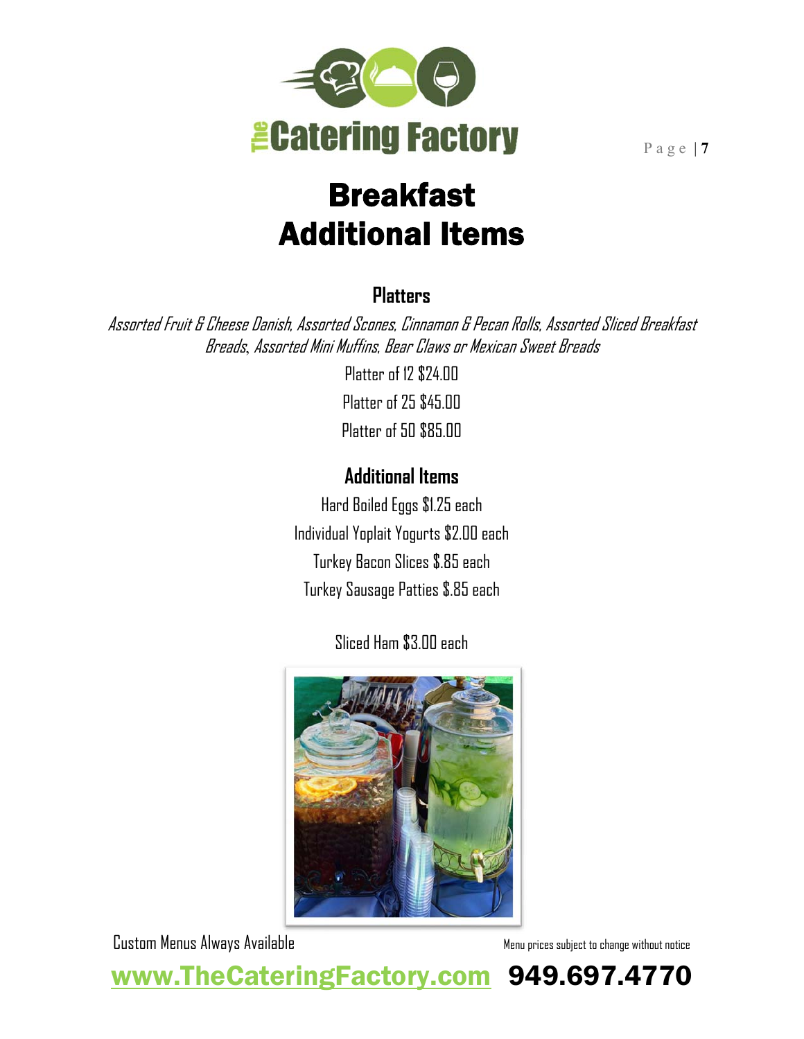# Breakfast
# Additional Items

## Platters

*Assorted Fruit & Cheese Danish, Assorted Scones, Cinnamon & Pecan Rolls, Assorted Sliced Breakfast Breads, Assorted Mini Muffins, Bear Claws or Mexican Sweet Breads*

Platter of 12 $24.00

Platter of 25 $45.00

Platter of 50 $85.00

## Additional Items

Hard Boiled Eggs $1.25 each

Individual Yoplait Yogurts $2.00 each

Turkey Bacon Slices $.85 each

Turkey Sausage Patties $.85 each

Sliced Ham $3.00 each

Custom Menus Always Available

Menu prices subject to change without notice

www.TheCateringFactory.com 949.697.4770